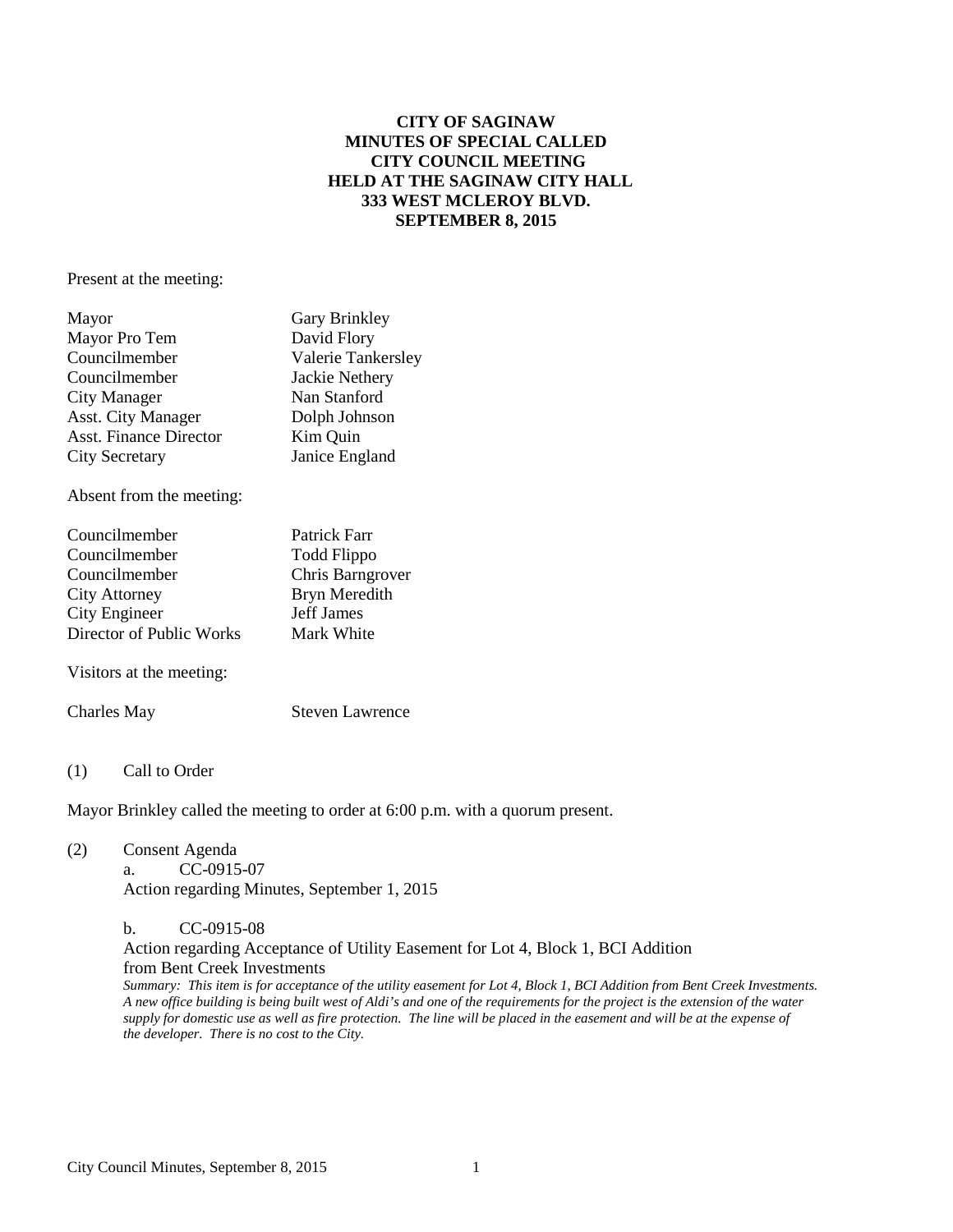# CITY OF SAGINAW
## MINUTES OF SPECIAL CALLED CITY COUNCIL MEETING
## HELD AT THE SAGINAW CITY HALL
## 333 WEST MCLEROY BLVD.
## SEPTEMBER 8, 2015

Present at the meeting:

| | |
|---|---|
| Mayor | Gary Brinkley |
| Mayor Pro Tem | David Flory |
| Councilmember | Valerie Tankersley |
| Councilmember | Jackie Nethery |
| City Manager | Nan Stanford |
| Asst. City Manager | Dolph Johnson |
| Asst. Finance Director | Kim Quin |
| City Secretary | Janice England |

Absent from the meeting:

| | |
|---|---|
| Councilmember | Patrick Farr |
| Councilmember | Todd Flippo |
| Councilmember | Chris Barngrover |
| City Attorney | Bryn Meredith |
| City Engineer | Jeff James |
| Director of Public Works | Mark White |

Visitors at the meeting:

| | |
|---|---|
| Charles May | Steven Lawrence |

(1) Call to Order

Mayor Brinkley called the meeting to order at 6:00 p.m. with a quorum present.

(2) Consent Agenda

a. CC-0915-07
Action regarding Minutes, September 1, 2015

b. CC-0915-08
Action regarding Acceptance of Utility Easement for Lot 4, Block 1, BCI Addition from Bent Creek Investments

*Summary: This item is for acceptance of the utility easement for Lot 4, Block 1, BCI Addition from Bent Creek Investments. A new office building is being built west of Aldi's and one of the requirements for the project is the extension of the water supply for domestic use as well as fire protection. The line will be placed in the easement and will be at the expense of the developer. There is no cost to the City.*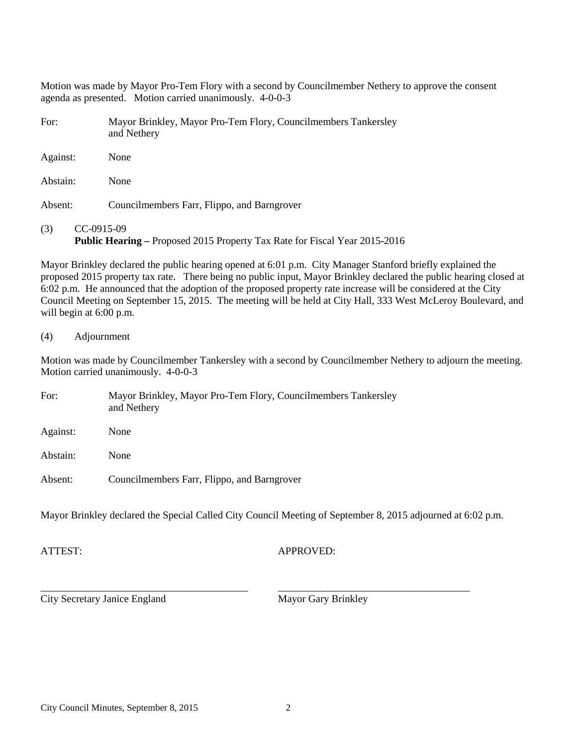Motion was made by Mayor Pro-Tem Flory with a second by Councilmember Nethery to approve the consent agenda as presented. Motion carried unanimously. 4-0-0-3

| | |
|---|---|
| For: | Mayor Brinkley, Mayor Pro-Tem Flory, Councilmembers Tankersley and Nethery |
| Against: | None |
| Abstain: | None |
| Absent: | Councilmembers Farr, Flippo, and Barngrover |

(3) CC-0915-09
**Public Hearing –** Proposed 2015 Property Tax Rate for Fiscal Year 2015-2016

Mayor Brinkley declared the public hearing opened at 6:01 p.m. City Manager Stanford briefly explained the proposed 2015 property tax rate. There being no public input, Mayor Brinkley declared the public hearing closed at 6:02 p.m. He announced that the adoption of the proposed property rate increase will be considered at the City Council Meeting on September 15, 2015. The meeting will be held at City Hall, 333 West McLeroy Boulevard, and will begin at 6:00 p.m.

(4) Adjournment

Motion was made by Councilmember Tankersley with a second by Councilmember Nethery to adjourn the meeting. Motion carried unanimously. 4-0-0-3

| | |
|---|---|
| For: | Mayor Brinkley, Mayor Pro-Tem Flory, Councilmembers Tankersley and Nethery |
| Against: | None |
| Abstain: | None |
| Absent: | Councilmembers Farr, Flippo, and Barngrover |

Mayor Brinkley declared the Special Called City Council Meeting of September 8, 2015 adjourned at 6:02 p.m.

ATTEST: APPROVED:

\_\_\_\_\_\_\_\_\_\_\_\_\_\_\_\_\_\_\_\_\_\_\_\_\_\_\_\_\_\_\_\_ \_\_\_\_\_\_\_\_\_\_\_\_\_\_\_\_\_\_\_\_\_\_\_\_\_\_\_\_\_\_\_\_

City Secretary Janice England Mayor Gary Brinkley